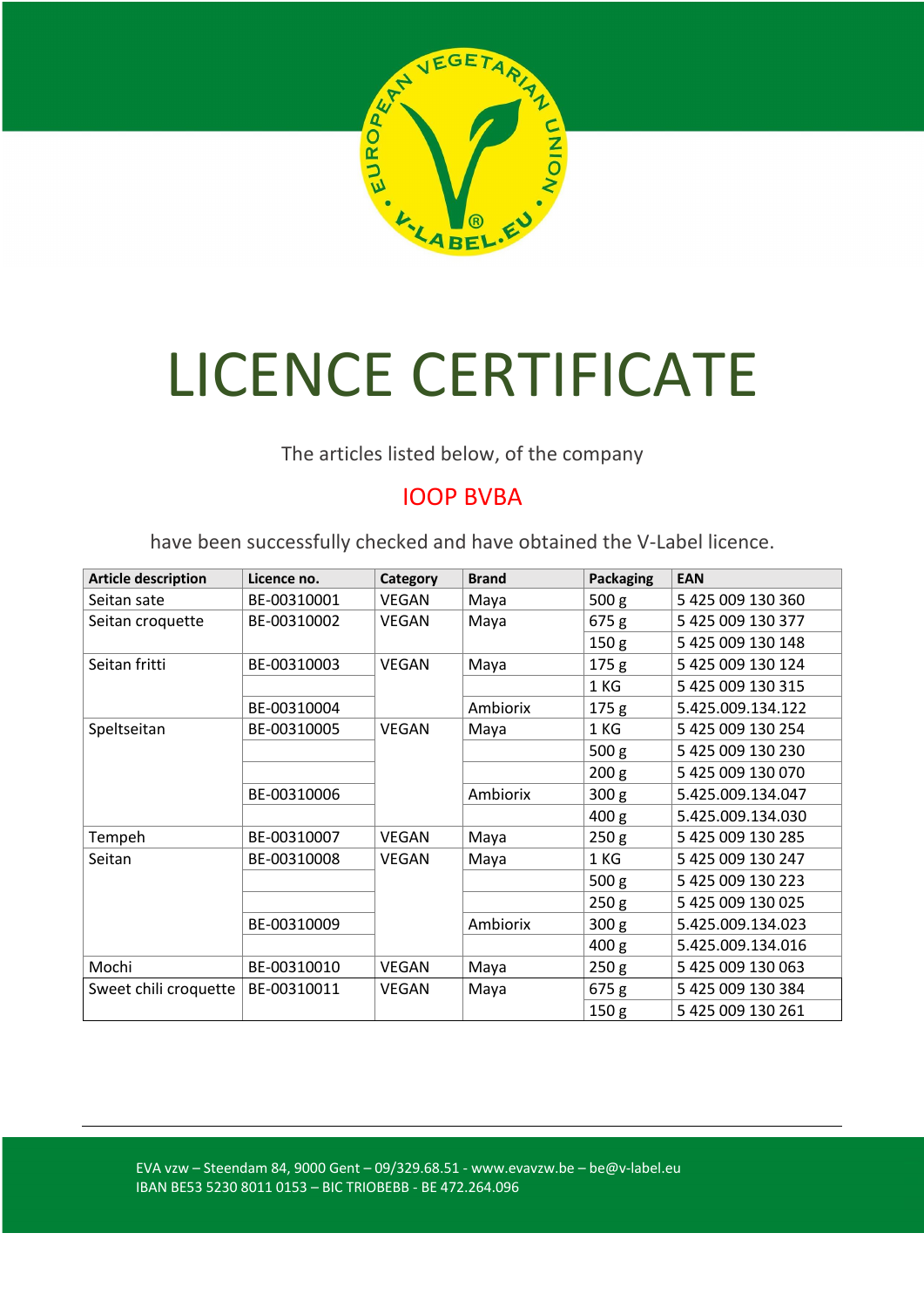# LICENCE CERTIFICATE

The articles listed below, of the company

IOOP BVBA

have been successfully checked and have obtained the V-Label licence.

| Article description | Licence no. | Category | Brand | Packaging | EAN |
|---|---|---|---|---|---|
| Seitan sate | BE-00310001 | VEGAN | Maya | 500 g | 5 425 009 130 360 |
| Seitan croquette | BE-00310002 | VEGAN | Maya | 675 g | 5 425 009 130 377 |
| | | | | 150 g | 5 425 009 130 148 |
| Seitan fritti | BE-00310003 | VEGAN | Maya | 175 g | 5 425 009 130 124 |
| | | | | 1 KG | 5 425 009 130 315 |
| | BE-00310004 | | Ambiorix | 175 g | 5.425.009.134.122 |
| Speltseitan | BE-00310005 | VEGAN | Maya | 1 KG | 5 425 009 130 254 |
| | | | | 500 g | 5 425 009 130 230 |
| | | | | 200 g | 5 425 009 130 070 |
| | BE-00310006 | | Ambiorix | 300 g | 5.425.009.134.047 |
| | | | | 400 g | 5.425.009.134.030 |
| Tempeh | BE-00310007 | VEGAN | Maya | 250 g | 5 425 009 130 285 |
| Seitan | BE-00310008 | VEGAN | Maya | 1 KG | 5 425 009 130 247 |
| | | | | 500 g | 5 425 009 130 223 |
| | | | | 250 g | 5 425 009 130 025 |
| | BE-00310009 | | Ambiorix | 300 g | 5.425.009.134.023 |
| | | | | 400 g | 5.425.009.134.016 |
| Mochi | BE-00310010 | VEGAN | Maya | 250 g | 5 425 009 130 063 |
| Sweet chili croquette | BE-00310011 | VEGAN | Maya | 675 g | 5 425 009 130 384 |
| | | | | 150 g | 5 425 009 130 261 |

EVA vzw – Steendam 84, 9000 Gent – 09/329.68.51 - www.evavzw.be – be@v-label.eu
IBAN BE53 5230 8011 0153 – BIC TRIOBEBB - BE 472.264.096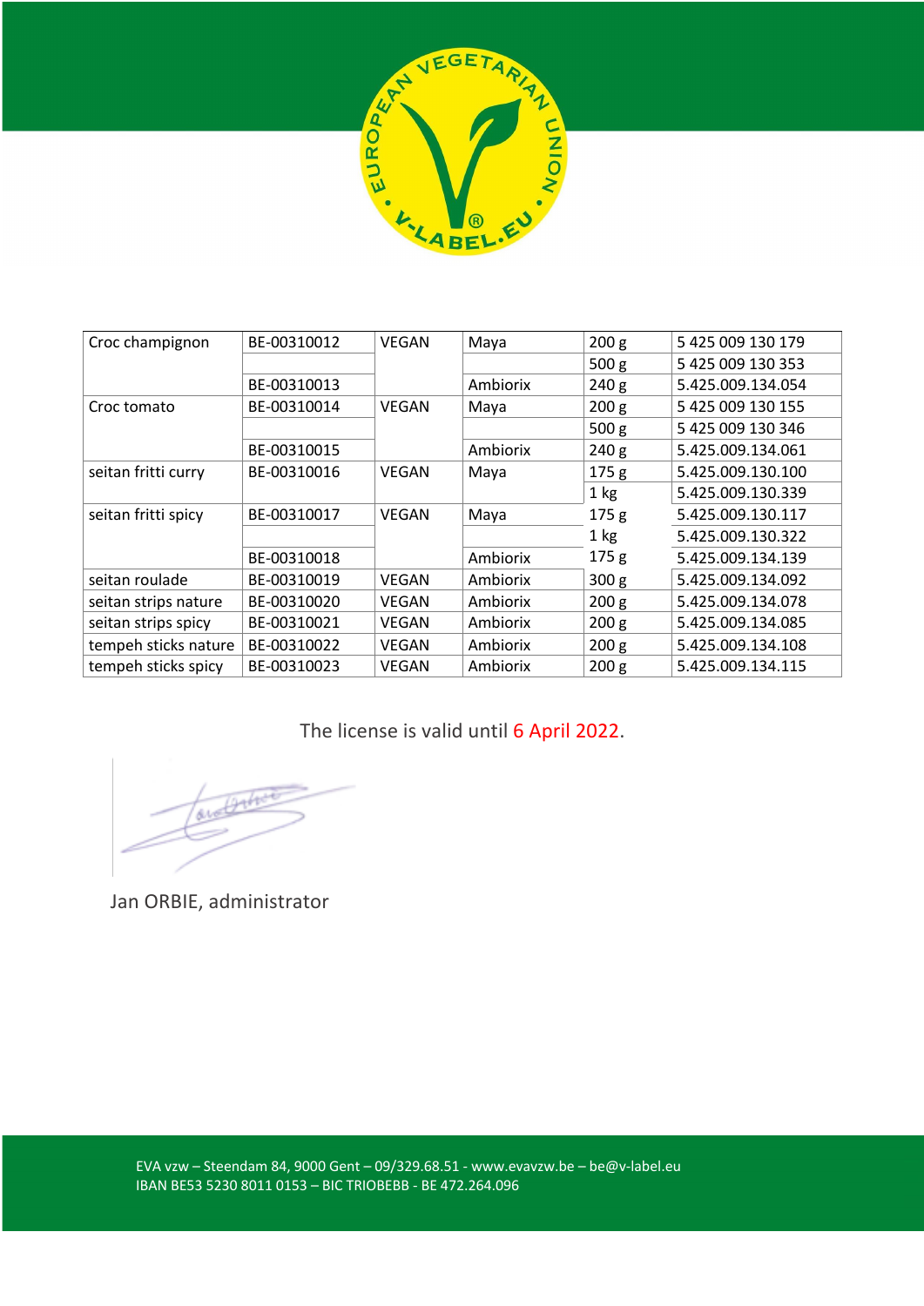| | | | | | |
|---|---|---|---|---|---|
| Croc champignon | BE-00310012 | VEGAN | Maya | 200 g | 5 425 009 130 179 |
| | | | | 500 g | 5 425 009 130 353 |
| | BE-00310013 | | Ambiorix | 240 g | 5.425.009.134.054 |
| Croc tomato | BE-00310014 | VEGAN | Maya | 200 g | 5 425 009 130 155 |
| | | | | 500 g | 5 425 009 130 346 |
| | BE-00310015 | | Ambiorix | 240 g | 5.425.009.134.061 |
| seitan fritti curry | BE-00310016 | VEGAN | Maya | 175 g | 5.425.009.130.100 |
| | | | | 1 kg | 5.425.009.130.339 |
| seitan fritti spicy | BE-00310017 | VEGAN | Maya | 175 g | 5.425.009.130.117 |
| | | | | 1 kg | 5.425.009.130.322 |
| | BE-00310018 | | Ambiorix | 175 g | 5.425.009.134.139 |
| seitan roulade | BE-00310019 | VEGAN | Ambiorix | 300 g | 5.425.009.134.092 |
| seitan strips nature | BE-00310020 | VEGAN | Ambiorix | 200 g | 5.425.009.134.078 |
| seitan strips spicy | BE-00310021 | VEGAN | Ambiorix | 200 g | 5.425.009.134.085 |
| tempeh sticks nature | BE-00310022 | VEGAN | Ambiorix | 200 g | 5.425.009.134.108 |
| tempeh sticks spicy | BE-00310023 | VEGAN | Ambiorix | 200 g | 5.425.009.134.115 |

The license is valid until 6 April 2022.

Jan ORBIE, administrator

EVA vzw – Steendam 84, 9000 Gent – 09/329.68.51 - www.evavzw.be – be@v-label.eu
IBAN BE53 5230 8011 0153 – BIC TRIOBEBB - BE 472.264.096